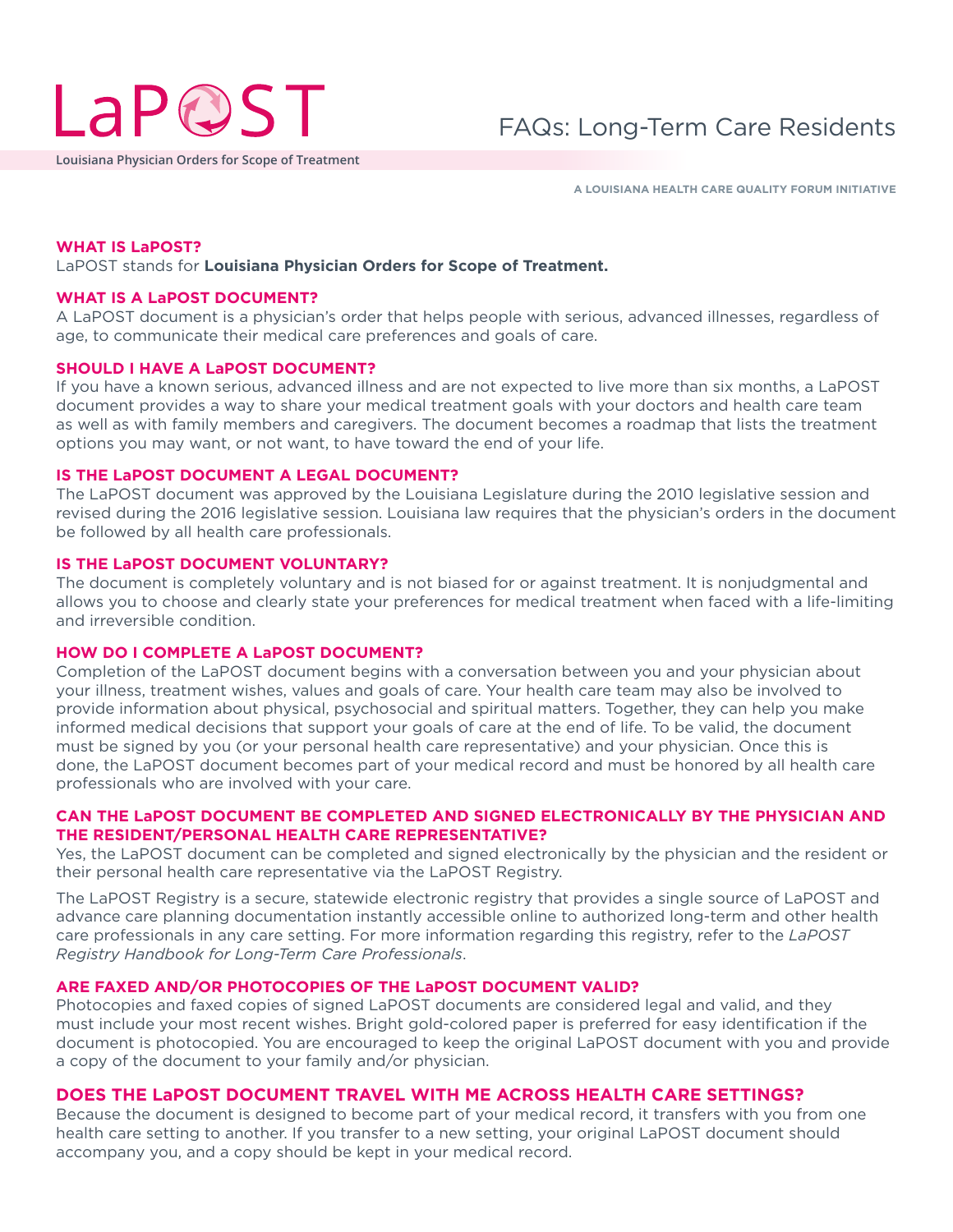# LaPOST

**Louisiana Physician Orders for Scope of Treatment**

## FAQs: Long-Term Care Residents

**A LOUISIANA HEALTH CARE QUALITY FORUM INITIATIVE**

### WHAT IS LaPOST?

LaPOST stands for **Louisiana Physician Orders for Scope of Treatment.**

### WHAT IS A LaPOST DOCUMENT?

A LaPOST document is a physician's order that helps people with serious, advanced illnesses, regardless of age, to communicate their medical care preferences and goals of care.

### SHOULD I HAVE A LaPOST DOCUMENT?

If you have a known serious, advanced illness and are not expected to live more than six months, a LaPOST document provides a way to share your medical treatment goals with your doctors and health care team as well as with family members and caregivers. The document becomes a roadmap that lists the treatment options you may want, or not want, to have toward the end of your life.

### IS THE LaPOST DOCUMENT A LEGAL DOCUMENT?

The LaPOST document was approved by the Louisiana Legislature during the 2010 legislative session and revised during the 2016 legislative session. Louisiana law requires that the physician's orders in the document be followed by all health care professionals.

### IS THE LaPOST DOCUMENT VOLUNTARY?

The document is completely voluntary and is not biased for or against treatment. It is nonjudgmental and allows you to choose and clearly state your preferences for medical treatment when faced with a life-limiting and irreversible condition.

### HOW DO I COMPLETE A LaPOST DOCUMENT?

Completion of the LaPOST document begins with a conversation between you and your physician about your illness, treatment wishes, values and goals of care. Your health care team may also be involved to provide information about physical, psychosocial and spiritual matters. Together, they can help you make informed medical decisions that support your goals of care at the end of life. To be valid, the document must be signed by you (or your personal health care representative) and your physician. Once this is done, the LaPOST document becomes part of your medical record and must be honored by all health care professionals who are involved with your care.

### CAN THE LaPOST DOCUMENT BE COMPLETED AND SIGNED ELECTRONICALLY BY THE PHYSICIAN AND THE RESIDENT/PERSONAL HEALTH CARE REPRESENTATIVE?

Yes, the LaPOST document can be completed and signed electronically by the physician and the resident or their personal health care representative via the LaPOST Registry.

The LaPOST Registry is a secure, statewide electronic registry that provides a single source of LaPOST and advance care planning documentation instantly accessible online to authorized long-term and other health care professionals in any care setting. For more information regarding this registry, refer to the *LaPOST Registry Handbook for Long-Term Care Professionals*.

### ARE FAXED AND/OR PHOTOCOPIES OF THE LaPOST DOCUMENT VALID?

Photocopies and faxed copies of signed LaPOST documents are considered legal and valid, and they must include your most recent wishes. Bright gold-colored paper is preferred for easy identification if the document is photocopied. You are encouraged to keep the original LaPOST document with you and provide a copy of the document to your family and/or physician.

### DOES THE LaPOST DOCUMENT TRAVEL WITH ME ACROSS HEALTH CARE SETTINGS?

Because the document is designed to become part of your medical record, it transfers with you from one health care setting to another. If you transfer to a new setting, your original LaPOST document should accompany you, and a copy should be kept in your medical record.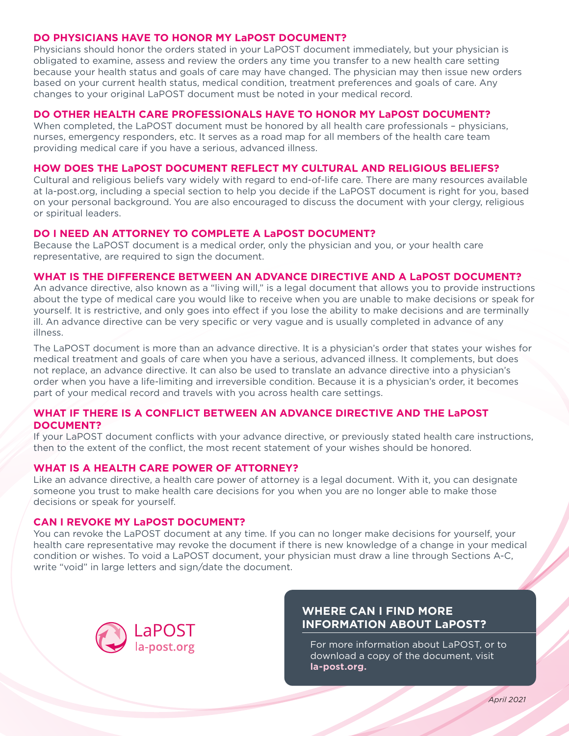### DO PHYSICIANS HAVE TO HONOR MY LaPOST DOCUMENT?

Physicians should honor the orders stated in your LaPOST document immediately, but your physician is obligated to examine, assess and review the orders any time you transfer to a new health care setting because your health status and goals of care may have changed. The physician may then issue new orders based on your current health status, medical condition, treatment preferences and goals of care. Any changes to your original LaPOST document must be noted in your medical record.

### DO OTHER HEALTH CARE PROFESSIONALS HAVE TO HONOR MY LaPOST DOCUMENT?

When completed, the LaPOST document must be honored by all health care professionals – physicians, nurses, emergency responders, etc. It serves as a road map for all members of the health care team providing medical care if you have a serious, advanced illness.

### HOW DOES THE LaPOST DOCUMENT REFLECT MY CULTURAL AND RELIGIOUS BELIEFS?

Cultural and religious beliefs vary widely with regard to end-of-life care. There are many resources available at la-post.org, including a special section to help you decide if the LaPOST document is right for you, based on your personal background. You are also encouraged to discuss the document with your clergy, religious or spiritual leaders.

### DO I NEED AN ATTORNEY TO COMPLETE A LaPOST DOCUMENT?

Because the LaPOST document is a medical order, only the physician and you, or your health care representative, are required to sign the document.

### WHAT IS THE DIFFERENCE BETWEEN AN ADVANCE DIRECTIVE AND A LaPOST DOCUMENT?

An advance directive, also known as a "living will," is a legal document that allows you to provide instructions about the type of medical care you would like to receive when you are unable to make decisions or speak for yourself. It is restrictive, and only goes into effect if you lose the ability to make decisions and are terminally ill. An advance directive can be very specific or very vague and is usually completed in advance of any illness.

The LaPOST document is more than an advance directive. It is a physician's order that states your wishes for medical treatment and goals of care when you have a serious, advanced illness. It complements, but does not replace, an advance directive. It can also be used to translate an advance directive into a physician's order when you have a life-limiting and irreversible condition. Because it is a physician's order, it becomes part of your medical record and travels with you across health care settings.

### WHAT IF THERE IS A CONFLICT BETWEEN AN ADVANCE DIRECTIVE AND THE LaPOST DOCUMENT?

If your LaPOST document conflicts with your advance directive, or previously stated health care instructions, then to the extent of the conflict, the most recent statement of your wishes should be honored.

### WHAT IS A HEALTH CARE POWER OF ATTORNEY?

Like an advance directive, a health care power of attorney is a legal document. With it, you can designate someone you trust to make health care decisions for you when you are no longer able to make those decisions or speak for yourself.

### CAN I REVOKE MY LaPOST DOCUMENT?

You can revoke the LaPOST document at any time. If you can no longer make decisions for yourself, your health care representative may revoke the document if there is new knowledge of a change in your medical condition or wishes. To void a LaPOST document, your physician must draw a line through Sections A-C, write "void" in large letters and sign/date the document.

LaPOST
la-post.org

### WHERE CAN I FIND MORE INFORMATION ABOUT LaPOST?

For more information about LaPOST, or to download a copy of the document, visit **la-post.org.**

*April 2021*